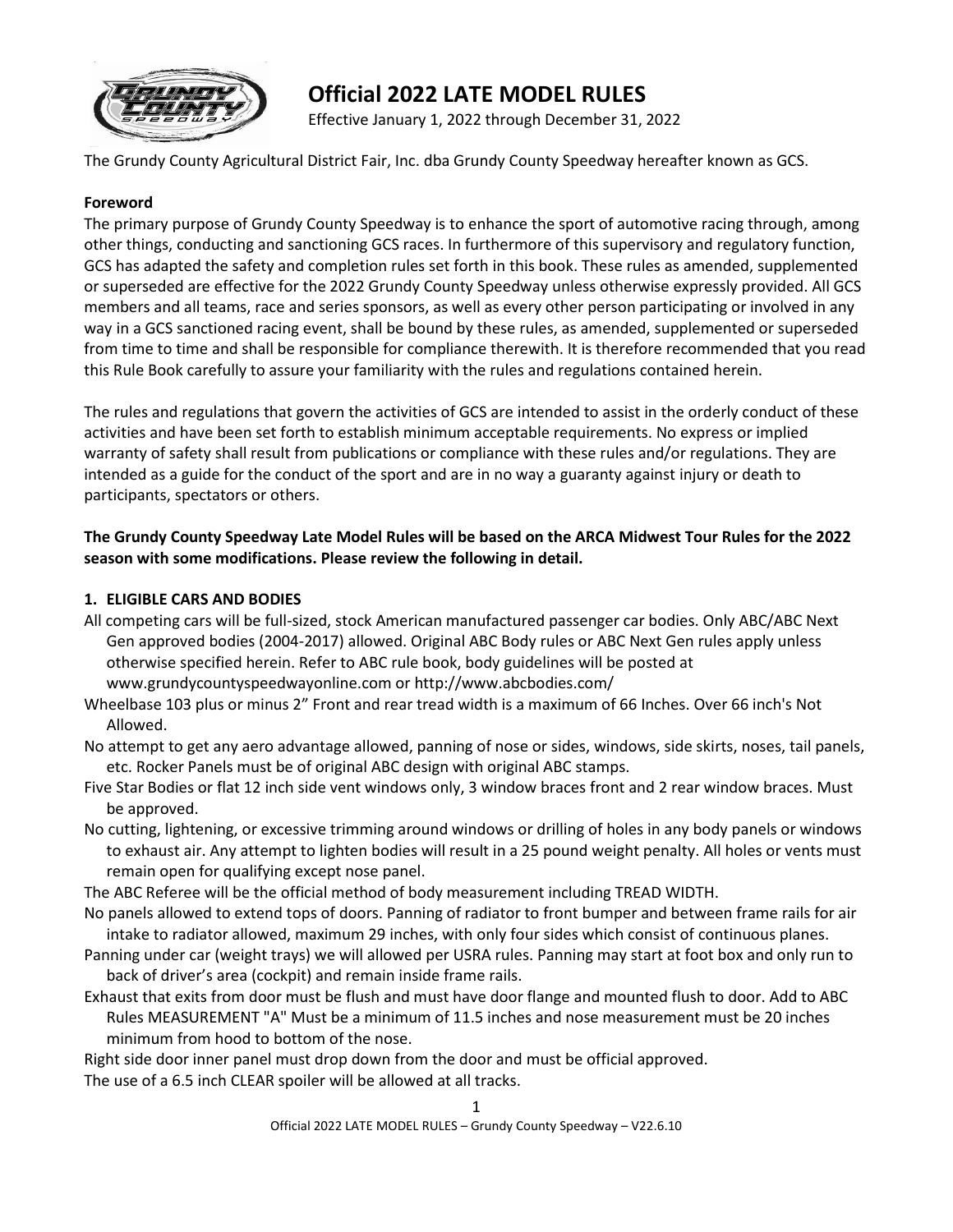# Official 2022 LATE MODEL RULES

Effective January 1, 2022 through December 31, 2022

The Grundy County Agricultural District Fair, Inc. dba Grundy County Speedway hereafter known as GCS.

**Foreword**

The primary purpose of Grundy County Speedway is to enhance the sport of automotive racing through, among other things, conducting and sanctioning GCS races. In furthermore of this supervisory and regulatory function, GCS has adapted the safety and completion rules set forth in this book. These rules as amended, supplemented or superseded are effective for the 2022 Grundy County Speedway unless otherwise expressly provided. All GCS members and all teams, race and series sponsors, as well as every other person participating or involved in any way in a GCS sanctioned racing event, shall be bound by these rules, as amended, supplemented or superseded from time to time and shall be responsible for compliance therewith. It is therefore recommended that you read this Rule Book carefully to assure your familiarity with the rules and regulations contained herein.

The rules and regulations that govern the activities of GCS are intended to assist in the orderly conduct of these activities and have been set forth to establish minimum acceptable requirements. No express or implied warranty of safety shall result from publications or compliance with these rules and/or regulations. They are intended as a guide for the conduct of the sport and are in no way a guaranty against injury or death to participants, spectators or others.

**The Grundy County Speedway Late Model Rules will be based on the ARCA Midwest Tour Rules for the 2022 season with some modifications. Please review the following in detail.**

## 1. ELIGIBLE CARS AND BODIES

All competing cars will be full-sized, stock American manufactured passenger car bodies. Only ABC/ABC Next Gen approved bodies (2004-2017) allowed. Original ABC Body rules or ABC Next Gen rules apply unless otherwise specified herein. Refer to ABC rule book, body guidelines will be posted at www.grundycountyspeedwayonline.com or http://www.abcbodies.com/

Wheelbase 103 plus or minus 2" Front and rear tread width is a maximum of 66 Inches. Over 66 inch's Not Allowed.

No attempt to get any aero advantage allowed, panning of nose or sides, windows, side skirts, noses, tail panels, etc. Rocker Panels must be of original ABC design with original ABC stamps.

Five Star Bodies or flat 12 inch side vent windows only, 3 window braces front and 2 rear window braces. Must be approved.

No cutting, lightening, or excessive trimming around windows or drilling of holes in any body panels or windows to exhaust air. Any attempt to lighten bodies will result in a 25 pound weight penalty. All holes or vents must remain open for qualifying except nose panel.

The ABC Referee will be the official method of body measurement including TREAD WIDTH.

No panels allowed to extend tops of doors. Panning of radiator to front bumper and between frame rails for air intake to radiator allowed, maximum 29 inches, with only four sides which consist of continuous planes.

Panning under car (weight trays) we will allowed per USRA rules. Panning may start at foot box and only run to back of driver's area (cockpit) and remain inside frame rails.

Exhaust that exits from door must be flush and must have door flange and mounted flush to door. Add to ABC Rules MEASUREMENT "A" Must be a minimum of 11.5 inches and nose measurement must be 20 inches minimum from hood to bottom of the nose.

Right side door inner panel must drop down from the door and must be official approved.

The use of a 6.5 inch CLEAR spoiler will be allowed at all tracks.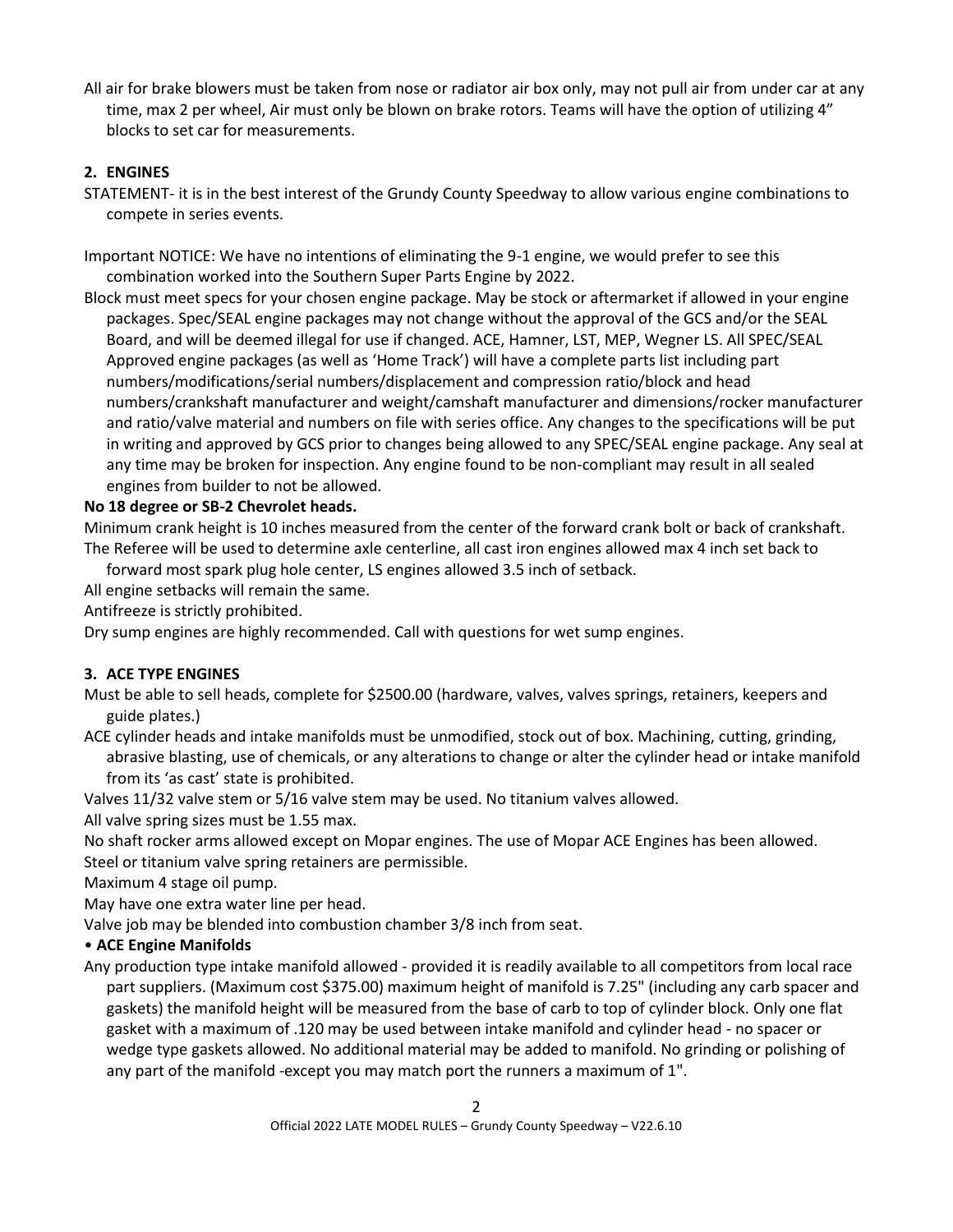All air for brake blowers must be taken from nose or radiator air box only, may not pull air from under car at any time, max 2 per wheel, Air must only be blown on brake rotors. Teams will have the option of utilizing 4" blocks to set car for measurements.

## 2. ENGINES

STATEMENT- it is in the best interest of the Grundy County Speedway to allow various engine combinations to compete in series events.

Important NOTICE: We have no intentions of eliminating the 9-1 engine, we would prefer to see this combination worked into the Southern Super Parts Engine by 2022.

Block must meet specs for your chosen engine package. May be stock or aftermarket if allowed in your engine packages. Spec/SEAL engine packages may not change without the approval of the GCS and/or the SEAL Board, and will be deemed illegal for use if changed. ACE, Hamner, LST, MEP, Wegner LS. All SPEC/SEAL Approved engine packages (as well as 'Home Track') will have a complete parts list including part numbers/modifications/serial numbers/displacement and compression ratio/block and head numbers/crankshaft manufacturer and weight/camshaft manufacturer and dimensions/rocker manufacturer and ratio/valve material and numbers on file with series office. Any changes to the specifications will be put in writing and approved by GCS prior to changes being allowed to any SPEC/SEAL engine package. Any seal at any time may be broken for inspection. Any engine found to be non-compliant may result in all sealed engines from builder to not be allowed.

**No 18 degree or SB-2 Chevrolet heads.**

Minimum crank height is 10 inches measured from the center of the forward crank bolt or back of crankshaft.

The Referee will be used to determine axle centerline, all cast iron engines allowed max 4 inch set back to forward most spark plug hole center, LS engines allowed 3.5 inch of setback.

All engine setbacks will remain the same.

Antifreeze is strictly prohibited.

Dry sump engines are highly recommended. Call with questions for wet sump engines.

## 3. ACE TYPE ENGINES

Must be able to sell heads, complete for $2500.00 (hardware, valves, valves springs, retainers, keepers and guide plates.)

ACE cylinder heads and intake manifolds must be unmodified, stock out of box. Machining, cutting, grinding, abrasive blasting, use of chemicals, or any alterations to change or alter the cylinder head or intake manifold from its 'as cast' state is prohibited.

Valves 11/32 valve stem or 5/16 valve stem may be used. No titanium valves allowed.

All valve spring sizes must be 1.55 max.

No shaft rocker arms allowed except on Mopar engines. The use of Mopar ACE Engines has been allowed.

Steel or titanium valve spring retainers are permissible.

Maximum 4 stage oil pump.

May have one extra water line per head.

Valve job may be blended into combustion chamber 3/8 inch from seat.

- **ACE Engine Manifolds**

Any production type intake manifold allowed - provided it is readily available to all competitors from local race part suppliers. (Maximum cost $375.00) maximum height of manifold is 7.25" (including any carb spacer and gaskets) the manifold height will be measured from the base of carb to top of cylinder block. Only one flat gasket with a maximum of .120 may be used between intake manifold and cylinder head - no spacer or wedge type gaskets allowed. No additional material may be added to manifold. No grinding or polishing of any part of the manifold -except you may match port the runners a maximum of 1".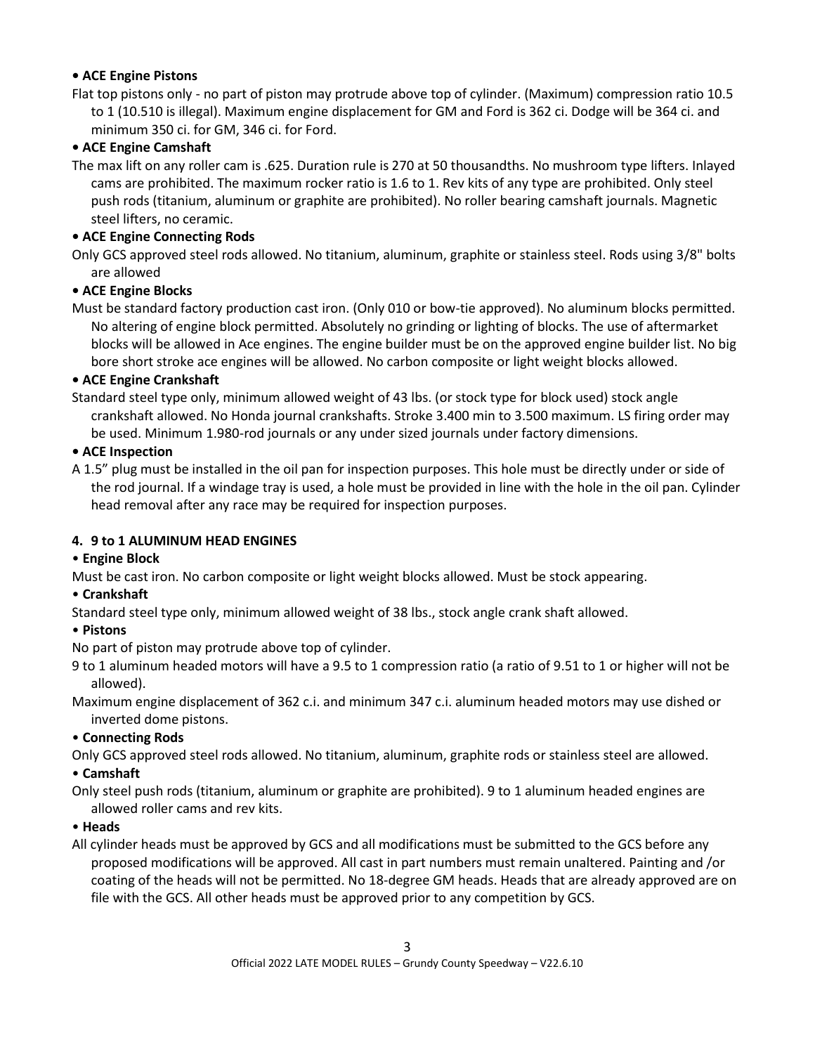**• ACE Engine Pistons**

Flat top pistons only - no part of piston may protrude above top of cylinder. (Maximum) compression ratio 10.5 to 1 (10.510 is illegal). Maximum engine displacement for GM and Ford is 362 ci. Dodge will be 364 ci. and minimum 350 ci. for GM, 346 ci. for Ford.

**• ACE Engine Camshaft**

The max lift on any roller cam is .625. Duration rule is 270 at 50 thousandths. No mushroom type lifters. Inlayed cams are prohibited. The maximum rocker ratio is 1.6 to 1. Rev kits of any type are prohibited. Only steel push rods (titanium, aluminum or graphite are prohibited). No roller bearing camshaft journals. Magnetic steel lifters, no ceramic.

**• ACE Engine Connecting Rods**

Only GCS approved steel rods allowed. No titanium, aluminum, graphite or stainless steel. Rods using 3/8" bolts are allowed

**• ACE Engine Blocks**

Must be standard factory production cast iron. (Only 010 or bow-tie approved). No aluminum blocks permitted. No altering of engine block permitted. Absolutely no grinding or lighting of blocks. The use of aftermarket blocks will be allowed in Ace engines. The engine builder must be on the approved engine builder list. No big bore short stroke ace engines will be allowed. No carbon composite or light weight blocks allowed.

**• ACE Engine Crankshaft**

Standard steel type only, minimum allowed weight of 43 lbs. (or stock type for block used) stock angle crankshaft allowed. No Honda journal crankshafts. Stroke 3.400 min to 3.500 maximum. LS firing order may be used. Minimum 1.980-rod journals or any under sized journals under factory dimensions.

**• ACE Inspection**

A 1.5" plug must be installed in the oil pan for inspection purposes. This hole must be directly under or side of the rod journal. If a windage tray is used, a hole must be provided in line with the hole in the oil pan. Cylinder head removal after any race may be required for inspection purposes.

### 4. 9 to 1 ALUMINUM HEAD ENGINES

• **Engine Block**

Must be cast iron. No carbon composite or light weight blocks allowed. Must be stock appearing.

• **Crankshaft**

Standard steel type only, minimum allowed weight of 38 lbs., stock angle crank shaft allowed.

• **Pistons**

No part of piston may protrude above top of cylinder.

9 to 1 aluminum headed motors will have a 9.5 to 1 compression ratio (a ratio of 9.51 to 1 or higher will not be allowed).

Maximum engine displacement of 362 c.i. and minimum 347 c.i. aluminum headed motors may use dished or inverted dome pistons.

• **Connecting Rods**

Only GCS approved steel rods allowed. No titanium, aluminum, graphite rods or stainless steel are allowed.

• **Camshaft**

Only steel push rods (titanium, aluminum or graphite are prohibited). 9 to 1 aluminum headed engines are allowed roller cams and rev kits.

• **Heads**

All cylinder heads must be approved by GCS and all modifications must be submitted to the GCS before any proposed modifications will be approved. All cast in part numbers must remain unaltered. Painting and /or coating of the heads will not be permitted. No 18-degree GM heads. Heads that are already approved are on file with the GCS. All other heads must be approved prior to any competition by GCS.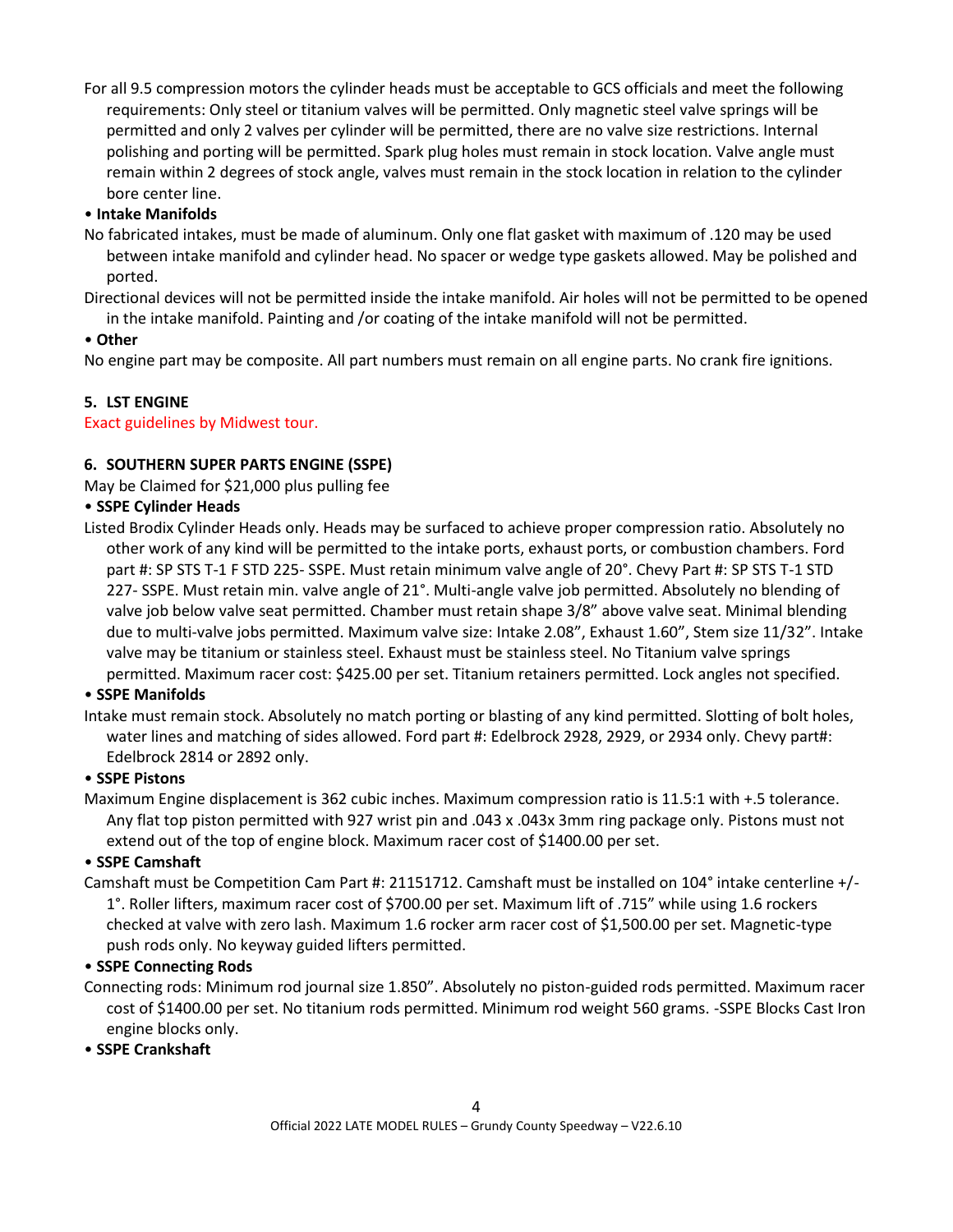For all 9.5 compression motors the cylinder heads must be acceptable to GCS officials and meet the following requirements: Only steel or titanium valves will be permitted. Only magnetic steel valve springs will be permitted and only 2 valves per cylinder will be permitted, there are no valve size restrictions. Internal polishing and porting will be permitted. Spark plug holes must remain in stock location. Valve angle must remain within 2 degrees of stock angle, valves must remain in the stock location in relation to the cylinder bore center line.

• **Intake Manifolds**

No fabricated intakes, must be made of aluminum. Only one flat gasket with maximum of .120 may be used between intake manifold and cylinder head. No spacer or wedge type gaskets allowed. May be polished and ported.

Directional devices will not be permitted inside the intake manifold. Air holes will not be permitted to be opened in the intake manifold. Painting and /or coating of the intake manifold will not be permitted.

• **Other**

No engine part may be composite. All part numbers must remain on all engine parts. No crank fire ignitions.

**5. LST ENGINE**

Exact guidelines by Midwest tour.

**6. SOUTHERN SUPER PARTS ENGINE (SSPE)**

May be Claimed for $21,000 plus pulling fee

• **SSPE Cylinder Heads**

Listed Brodix Cylinder Heads only. Heads may be surfaced to achieve proper compression ratio. Absolutely no other work of any kind will be permitted to the intake ports, exhaust ports, or combustion chambers. Ford part #: SP STS T-1 F STD 225- SSPE. Must retain minimum valve angle of 20°. Chevy Part #: SP STS T-1 STD 227- SSPE. Must retain min. valve angle of 21°. Multi-angle valve job permitted. Absolutely no blending of valve job below valve seat permitted. Chamber must retain shape 3/8" above valve seat. Minimal blending due to multi-valve jobs permitted. Maximum valve size: Intake 2.08", Exhaust 1.60", Stem size 11/32". Intake valve may be titanium or stainless steel. Exhaust must be stainless steel. No Titanium valve springs permitted. Maximum racer cost: $425.00 per set. Titanium retainers permitted. Lock angles not specified.

• **SSPE Manifolds**

Intake must remain stock. Absolutely no match porting or blasting of any kind permitted. Slotting of bolt holes, water lines and matching of sides allowed. Ford part #: Edelbrock 2928, 2929, or 2934 only. Chevy part#: Edelbrock 2814 or 2892 only.

• **SSPE Pistons**

Maximum Engine displacement is 362 cubic inches. Maximum compression ratio is 11.5:1 with +.5 tolerance. Any flat top piston permitted with 927 wrist pin and .043 x .043x 3mm ring package only. Pistons must not extend out of the top of engine block. Maximum racer cost of $1400.00 per set.

• **SSPE Camshaft**

Camshaft must be Competition Cam Part #: 21151712. Camshaft must be installed on 104° intake centerline +/- 1°. Roller lifters, maximum racer cost of $700.00 per set. Maximum lift of .715" while using 1.6 rockers checked at valve with zero lash. Maximum 1.6 rocker arm racer cost of $1,500.00 per set. Magnetic-type push rods only. No keyway guided lifters permitted.

• **SSPE Connecting Rods**

Connecting rods: Minimum rod journal size 1.850". Absolutely no piston-guided rods permitted. Maximum racer cost of $1400.00 per set. No titanium rods permitted. Minimum rod weight 560 grams. -SSPE Blocks Cast Iron engine blocks only.

• **SSPE Crankshaft**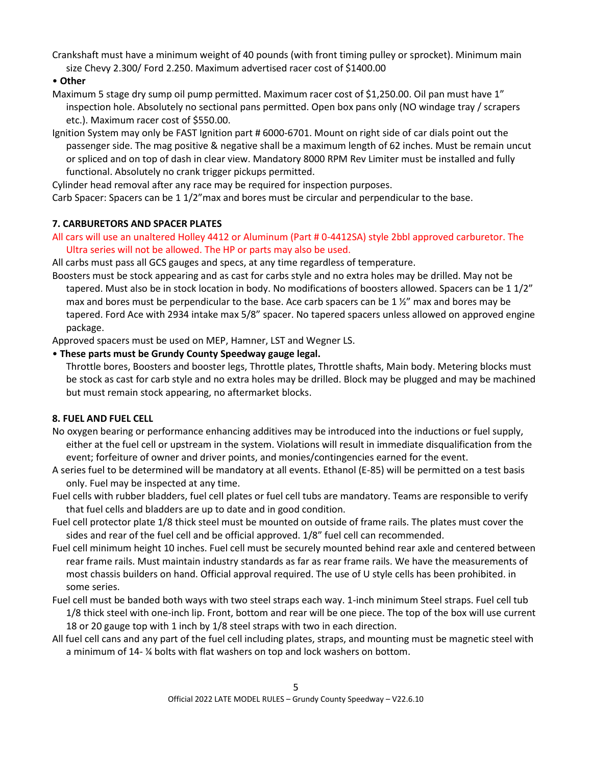Crankshaft must have a minimum weight of 40 pounds (with front timing pulley or sprocket). Minimum main size Chevy 2.300/ Ford 2.250. Maximum advertised racer cost of $1400.00

- **Other**

Maximum 5 stage dry sump oil pump permitted. Maximum racer cost of $1,250.00. Oil pan must have 1" inspection hole. Absolutely no sectional pans permitted. Open box pans only (NO windage tray / scrapers etc.). Maximum racer cost of $550.00.

Ignition System may only be FAST Ignition part # 6000-6701. Mount on right side of car dials point out the passenger side. The mag positive & negative shall be a maximum length of 62 inches. Must be remain uncut or spliced and on top of dash in clear view. Mandatory 8000 RPM Rev Limiter must be installed and fully functional. Absolutely no crank trigger pickups permitted.

Cylinder head removal after any race may be required for inspection purposes.

Carb Spacer: Spacers can be 1 1/2"max and bores must be circular and perpendicular to the base.

### 7. CARBURETORS AND SPACER PLATES

All cars will use an unaltered Holley 4412 or Aluminum (Part # 0-4412SA) style 2bbl approved carburetor. The Ultra series will not be allowed. The HP or parts may also be used.

All carbs must pass all GCS gauges and specs, at any time regardless of temperature.

Boosters must be stock appearing and as cast for carbs style and no extra holes may be drilled. May not be tapered. Must also be in stock location in body. No modifications of boosters allowed. Spacers can be 1 1/2" max and bores must be perpendicular to the base. Ace carb spacers can be 1 ½" max and bores may be tapered. Ford Ace with 2934 intake max 5/8" spacer. No tapered spacers unless allowed on approved engine package.

Approved spacers must be used on MEP, Hamner, LST and Wegner LS.

- **These parts must be Grundy County Speedway gauge legal.**

  Throttle bores, Boosters and booster legs, Throttle plates, Throttle shafts, Main body. Metering blocks must be stock as cast for carb style and no extra holes may be drilled. Block may be plugged and may be machined but must remain stock appearing, no aftermarket blocks.

### 8. FUEL AND FUEL CELL

No oxygen bearing or performance enhancing additives may be introduced into the inductions or fuel supply, either at the fuel cell or upstream in the system. Violations will result in immediate disqualification from the event; forfeiture of owner and driver points, and monies/contingencies earned for the event.

A series fuel to be determined will be mandatory at all events. Ethanol (E-85) will be permitted on a test basis only. Fuel may be inspected at any time.

Fuel cells with rubber bladders, fuel cell plates or fuel cell tubs are mandatory. Teams are responsible to verify that fuel cells and bladders are up to date and in good condition.

Fuel cell protector plate 1/8 thick steel must be mounted on outside of frame rails. The plates must cover the sides and rear of the fuel cell and be official approved. 1/8" fuel cell can recommended.

Fuel cell minimum height 10 inches. Fuel cell must be securely mounted behind rear axle and centered between rear frame rails. Must maintain industry standards as far as rear frame rails. We have the measurements of most chassis builders on hand. Official approval required. The use of U style cells has been prohibited. in some series.

Fuel cell must be banded both ways with two steel straps each way. 1-inch minimum Steel straps. Fuel cell tub 1/8 thick steel with one-inch lip. Front, bottom and rear will be one piece. The top of the box will use current 18 or 20 gauge top with 1 inch by 1/8 steel straps with two in each direction.

All fuel cell cans and any part of the fuel cell including plates, straps, and mounting must be magnetic steel with a minimum of 14- ¼ bolts with flat washers on top and lock washers on bottom.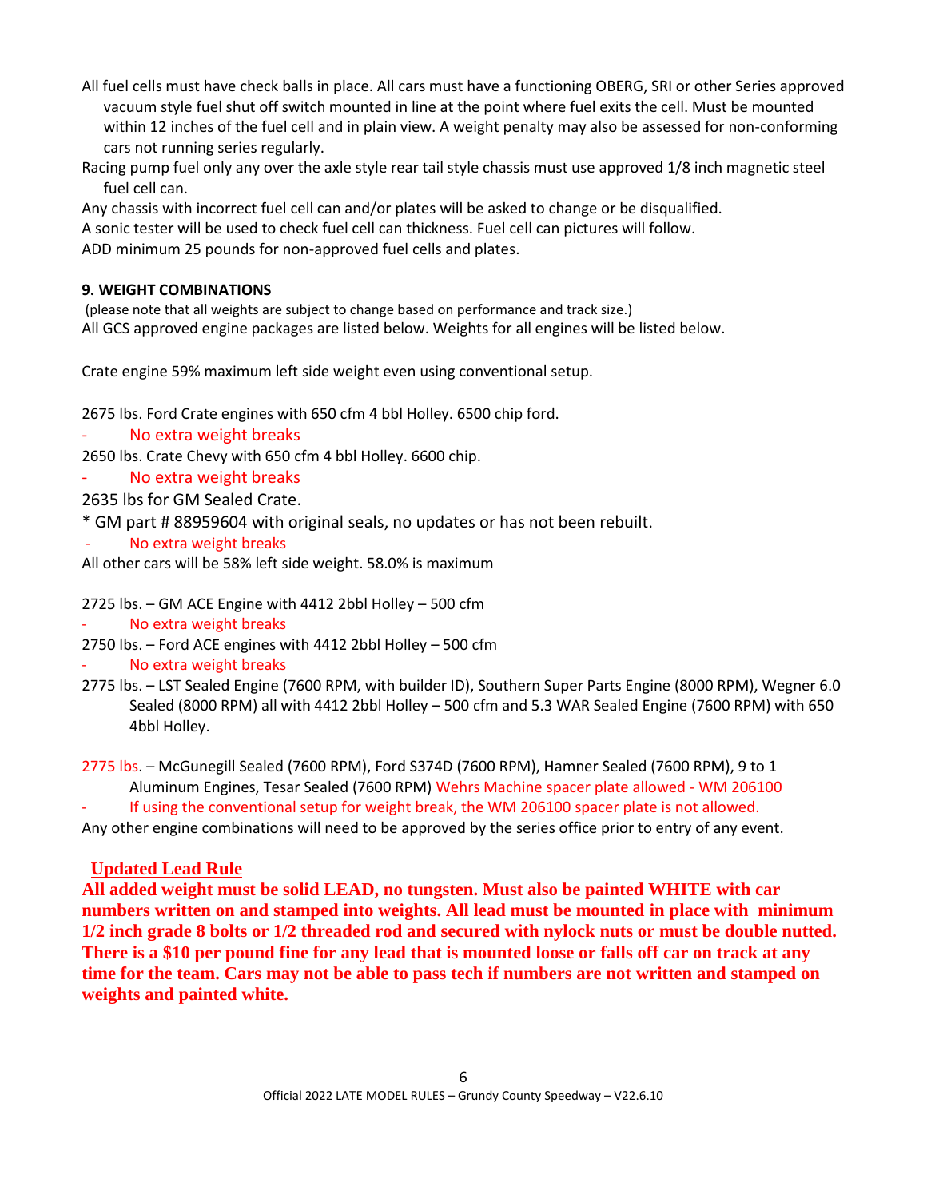All fuel cells must have check balls in place. All cars must have a functioning OBERG, SRI or other Series approved vacuum style fuel shut off switch mounted in line at the point where fuel exits the cell. Must be mounted within 12 inches of the fuel cell and in plain view. A weight penalty may also be assessed for non-conforming cars not running series regularly.

Racing pump fuel only any over the axle style rear tail style chassis must use approved 1/8 inch magnetic steel fuel cell can.

Any chassis with incorrect fuel cell can and/or plates will be asked to change or be disqualified.

A sonic tester will be used to check fuel cell can thickness. Fuel cell can pictures will follow.

ADD minimum 25 pounds for non-approved fuel cells and plates.

**9. WEIGHT COMBINATIONS**

(please note that all weights are subject to change based on performance and track size.)

All GCS approved engine packages are listed below. Weights for all engines will be listed below.

Crate engine 59% maximum left side weight even using conventional setup.

2675 lbs. Ford Crate engines with 650 cfm 4 bbl Holley. 6500 chip ford.

- No extra weight breaks

2650 lbs. Crate Chevy with 650 cfm 4 bbl Holley. 6600 chip.

- No extra weight breaks

2635 lbs for GM Sealed Crate.

* GM part # 88959604 with original seals, no updates or has not been rebuilt.

- No extra weight breaks

All other cars will be 58% left side weight. 58.0% is maximum

2725 lbs. – GM ACE Engine with 4412 2bbl Holley – 500 cfm

- No extra weight breaks

2750 lbs. – Ford ACE engines with 4412 2bbl Holley – 500 cfm

- No extra weight breaks

2775 lbs. – LST Sealed Engine (7600 RPM, with builder ID), Southern Super Parts Engine (8000 RPM), Wegner 6.0 Sealed (8000 RPM) all with 4412 2bbl Holley – 500 cfm and 5.3 WAR Sealed Engine (7600 RPM) with 650 4bbl Holley.

2775 lbs. – McGunegill Sealed (7600 RPM), Ford S374D (7600 RPM), Hamner Sealed (7600 RPM), 9 to 1 Aluminum Engines, Tesar Sealed (7600 RPM) Wehrs Machine spacer plate allowed - WM 206100

- If using the conventional setup for weight break, the WM 206100 spacer plate is not allowed.

Any other engine combinations will need to be approved by the series office prior to entry of any event.

**Updated Lead Rule**

**All added weight must be solid LEAD, no tungsten. Must also be painted WHITE with car numbers written on and stamped into weights. All lead must be mounted in place with minimum 1/2 inch grade 8 bolts or 1/2 threaded rod and secured with nylock nuts or must be double nutted. There is a $10 per pound fine for any lead that is mounted loose or falls off car on track at any time for the team. Cars may not be able to pass tech if numbers are not written and stamped on weights and painted white.**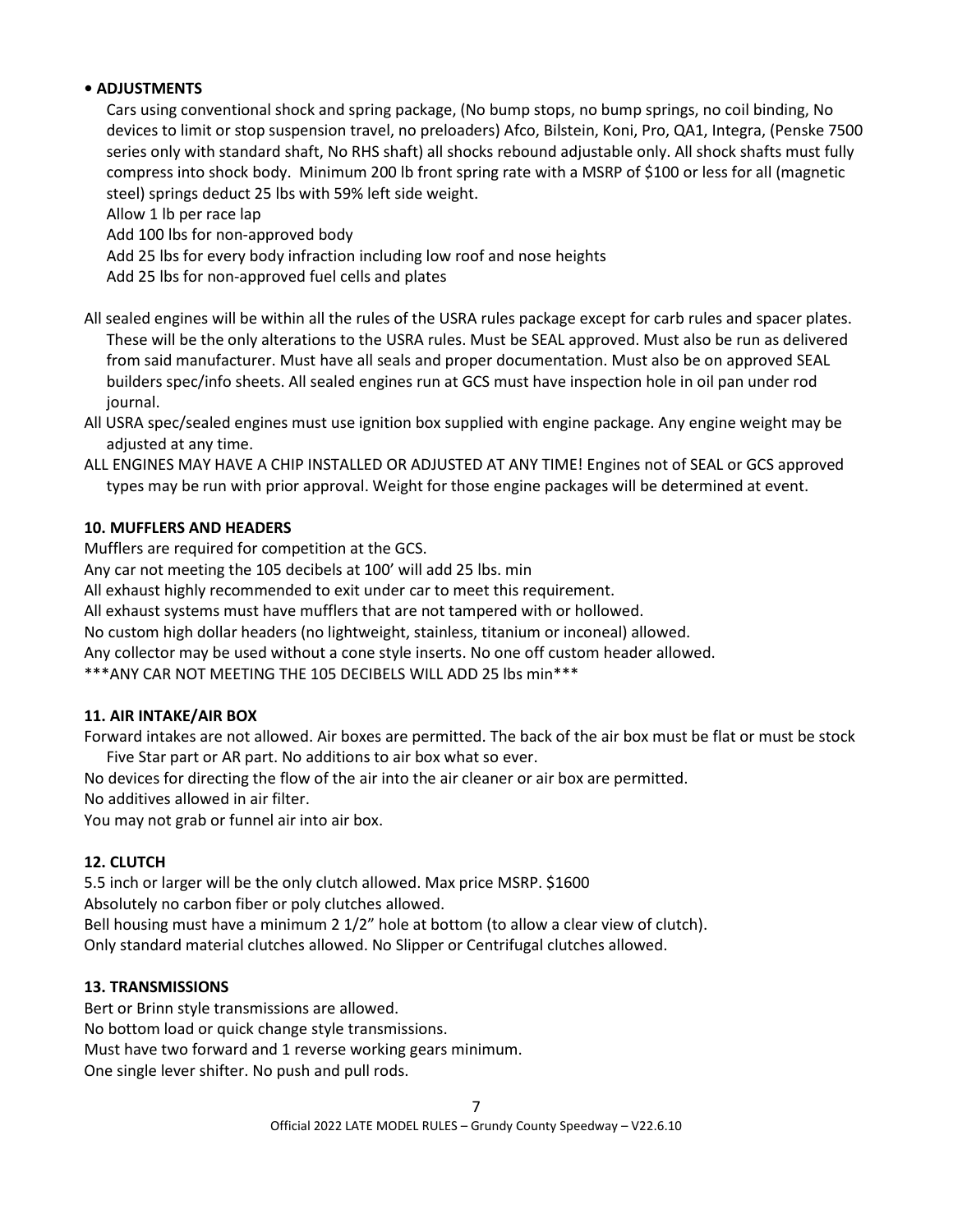- **ADJUSTMENTS**

  Cars using conventional shock and spring package, (No bump stops, no bump springs, no coil binding, No devices to limit or stop suspension travel, no preloaders) Afco, Bilstein, Koni, Pro, QA1, Integra, (Penske 7500 series only with standard shaft, No RHS shaft) all shocks rebound adjustable only. All shock shafts must fully compress into shock body. Minimum 200 lb front spring rate with a MSRP of $100 or less for all (magnetic steel) springs deduct 25 lbs with 59% left side weight.

  Allow 1 lb per race lap

  Add 100 lbs for non-approved body

  Add 25 lbs for every body infraction including low roof and nose heights

  Add 25 lbs for non-approved fuel cells and plates

All sealed engines will be within all the rules of the USRA rules package except for carb rules and spacer plates. These will be the only alterations to the USRA rules. Must be SEAL approved. Must also be run as delivered from said manufacturer. Must have all seals and proper documentation. Must also be on approved SEAL builders spec/info sheets. All sealed engines run at GCS must have inspection hole in oil pan under rod journal.

All USRA spec/sealed engines must use ignition box supplied with engine package. Any engine weight may be adjusted at any time.

ALL ENGINES MAY HAVE A CHIP INSTALLED OR ADJUSTED AT ANY TIME! Engines not of SEAL or GCS approved types may be run with prior approval. Weight for those engine packages will be determined at event.

## 10. MUFFLERS AND HEADERS

Mufflers are required for competition at the GCS.

Any car not meeting the 105 decibels at 100' will add 25 lbs. min

All exhaust highly recommended to exit under car to meet this requirement.

All exhaust systems must have mufflers that are not tampered with or hollowed.

No custom high dollar headers (no lightweight, stainless, titanium or inconeal) allowed.

Any collector may be used without a cone style inserts. No one off custom header allowed.

***ANY CAR NOT MEETING THE 105 DECIBELS WILL ADD 25 lbs min***

## 11. AIR INTAKE/AIR BOX

Forward intakes are not allowed. Air boxes are permitted. The back of the air box must be flat or must be stock Five Star part or AR part. No additions to air box what so ever.

No devices for directing the flow of the air into the air cleaner or air box are permitted.

No additives allowed in air filter.

You may not grab or funnel air into air box.

## 12. CLUTCH

5.5 inch or larger will be the only clutch allowed. Max price MSRP. $1600

Bsolutely no carbon fiber or poly clutches allowed.

Bell housing must have a minimum 2 1/2" hole at bottom (to allow a clear view of clutch).

Only standard material clutches allowed. No Slipper or Centrifugal clutches allowed.

## 13. TRANSMISSIONS

Bert or Brinn style transmissions are allowed.

No bottom load or quick change style transmissions.

Must have two forward and 1 reverse working gears minimum.

One single lever shifter. No push and pull rods.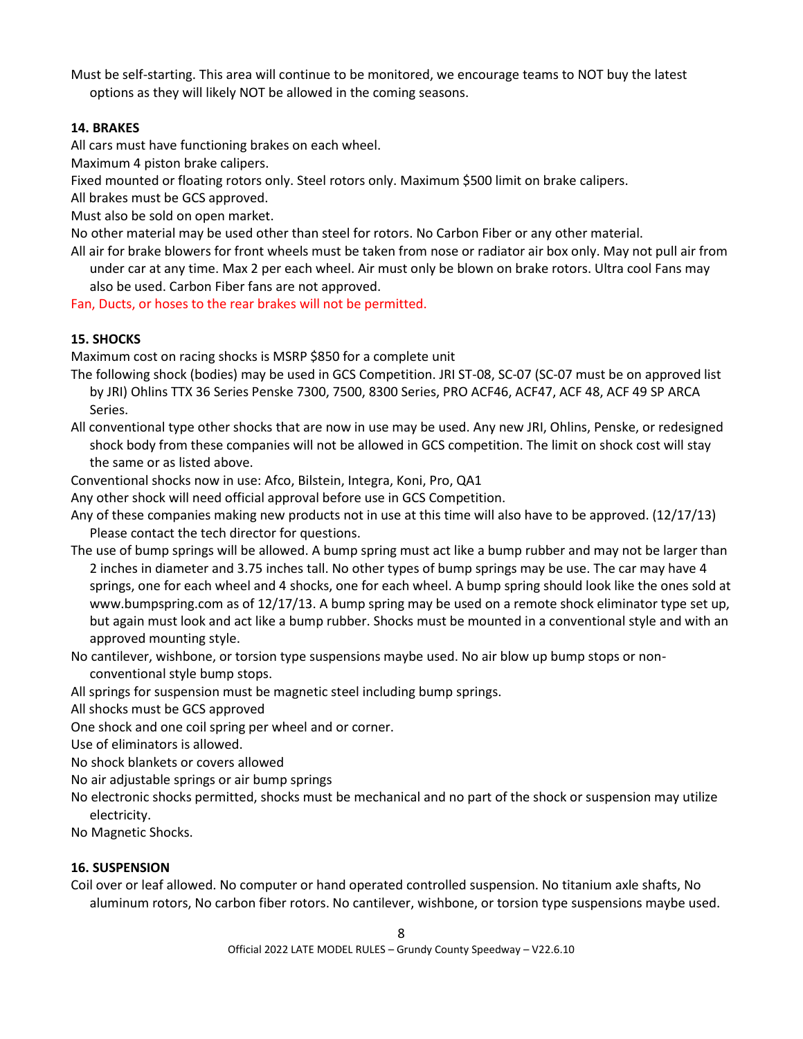Must be self-starting. This area will continue to be monitored, we encourage teams to NOT buy the latest options as they will likely NOT be allowed in the coming seasons.

### 14. BRAKES

All cars must have functioning brakes on each wheel.

Maximum 4 piston brake calipers.

Fixed mounted or floating rotors only. Steel rotors only. Maximum $500 limit on brake calipers.

All brakes must be GCS approved.

Must also be sold on open market.

No other material may be used other than steel for rotors. No Carbon Fiber or any other material.

All air for brake blowers for front wheels must be taken from nose or radiator air box only. May not pull air from under car at any time. Max 2 per each wheel. Air must only be blown on brake rotors. Ultra cool Fans may also be used. Carbon Fiber fans are not approved.

Fan, Ducts, or hoses to the rear brakes will not be permitted.

### 15. SHOCKS

Maximum cost on racing shocks is MSRP $850 for a complete unit

The following shock (bodies) may be used in GCS Competition. JRI ST-08, SC-07 (SC-07 must be on approved list by JRI) Ohlins TTX 36 Series Penske 7300, 7500, 8300 Series, PRO ACF46, ACF47, ACF 48, ACF 49 SP ARCA Series.

All conventional type other shocks that are now in use may be used. Any new JRI, Ohlins, Penske, or redesigned shock body from these companies will not be allowed in GCS competition. The limit on shock cost will stay the same or as listed above.

Conventional shocks now in use: Afco, Bilstein, Integra, Koni, Pro, QA1

Any other shock will need official approval before use in GCS Competition.

Any of these companies making new products not in use at this time will also have to be approved. (12/17/13) Please contact the tech director for questions.

The use of bump springs will be allowed. A bump spring must act like a bump rubber and may not be larger than 2 inches in diameter and 3.75 inches tall. No other types of bump springs may be use. The car may have 4 springs, one for each wheel and 4 shocks, one for each wheel. A bump spring should look like the ones sold at www.bumpspring.com as of 12/17/13. A bump spring may be used on a remote shock eliminator type set up, but again must look and act like a bump rubber. Shocks must be mounted in a conventional style and with an approved mounting style.

No cantilever, wishbone, or torsion type suspensions maybe used. No air blow up bump stops or non-conventional style bump stops.

All springs for suspension must be magnetic steel including bump springs.

All shocks must be GCS approved

One shock and one coil spring per wheel and or corner.

Use of eliminators is allowed.

No shock blankets or covers allowed

No air adjustable springs or air bump springs

No electronic shocks permitted, shocks must be mechanical and no part of the shock or suspension may utilize electricity.

No Magnetic Shocks.

### 16. SUSPENSION

Coil over or leaf allowed. No computer or hand operated controlled suspension. No titanium axle shafts, No aluminum rotors, No carbon fiber rotors. No cantilever, wishbone, or torsion type suspensions maybe used.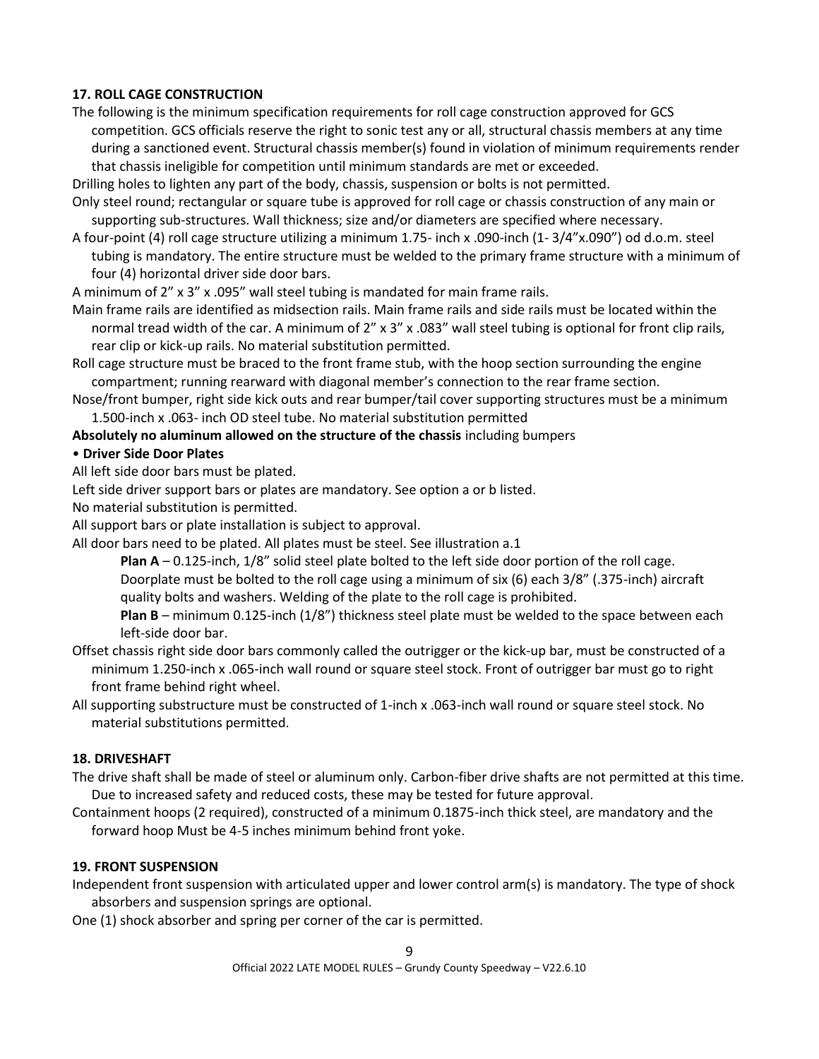### 17. ROLL CAGE CONSTRUCTION

The following is the minimum specification requirements for roll cage construction approved for GCS competition. GCS officials reserve the right to sonic test any or all, structural chassis members at any time during a sanctioned event. Structural chassis member(s) found in violation of minimum requirements render that chassis ineligible for competition until minimum standards are met or exceeded.

Drilling holes to lighten any part of the body, chassis, suspension or bolts is not permitted.

Only steel round; rectangular or square tube is approved for roll cage or chassis construction of any main or supporting sub-structures. Wall thickness; size and/or diameters are specified where necessary.

A four-point (4) roll cage structure utilizing a minimum 1.75- inch x .090-inch (1- 3/4"x.090") od d.o.m. steel tubing is mandatory. The entire structure must be welded to the primary frame structure with a minimum of four (4) horizontal driver side door bars.

A minimum of 2" x 3" x .095" wall steel tubing is mandated for main frame rails.

Main frame rails are identified as midsection rails. Main frame rails and side rails must be located within the normal tread width of the car. A minimum of 2" x 3" x .083" wall steel tubing is optional for front clip rails, rear clip or kick-up rails. No material substitution permitted.

Roll cage structure must be braced to the front frame stub, with the hoop section surrounding the engine compartment; running rearward with diagonal member's connection to the rear frame section.

Nose/front bumper, right side kick outs and rear bumper/tail cover supporting structures must be a minimum 1.500-inch x .063- inch OD steel tube. No material substitution permitted

**Absolutely no aluminum allowed on the structure of the chassis** including bumpers

• **Driver Side Door Plates**

All left side door bars must be plated.

Left side driver support bars or plates are mandatory. See option a or b listed.

No material substitution is permitted.

All support bars or plate installation is subject to approval.

All door bars need to be plated. All plates must be steel. See illustration a.1

**Plan A** – 0.125-inch, 1/8" solid steel plate bolted to the left side door portion of the roll cage. Doorplate must be bolted to the roll cage using a minimum of six (6) each 3/8" (.375-inch) aircraft quality bolts and washers. Welding of the plate to the roll cage is prohibited.

**Plan B** – minimum 0.125-inch (1/8") thickness steel plate must be welded to the space between each left-side door bar.

Offset chassis right side door bars commonly called the outrigger or the kick-up bar, must be constructed of a minimum 1.250-inch x .065-inch wall round or square steel stock. Front of outrigger bar must go to right front frame behind right wheel.

All supporting substructure must be constructed of 1-inch x .063-inch wall round or square steel stock. No material substitutions permitted.

### 18. DRIVESHAFT

The drive shaft shall be made of steel or aluminum only. Carbon-fiber drive shafts are not permitted at this time. Due to increased safety and reduced costs, these may be tested for future approval.

Containment hoops (2 required), constructed of a minimum 0.1875-inch thick steel, are mandatory and the forward hoop Must be 4-5 inches minimum behind front yoke.

### 19. FRONT SUSPENSION

Independent front suspension with articulated upper and lower control arm(s) is mandatory. The type of shock absorbers and suspension springs are optional.

One (1) shock absorber and spring per corner of the car is permitted.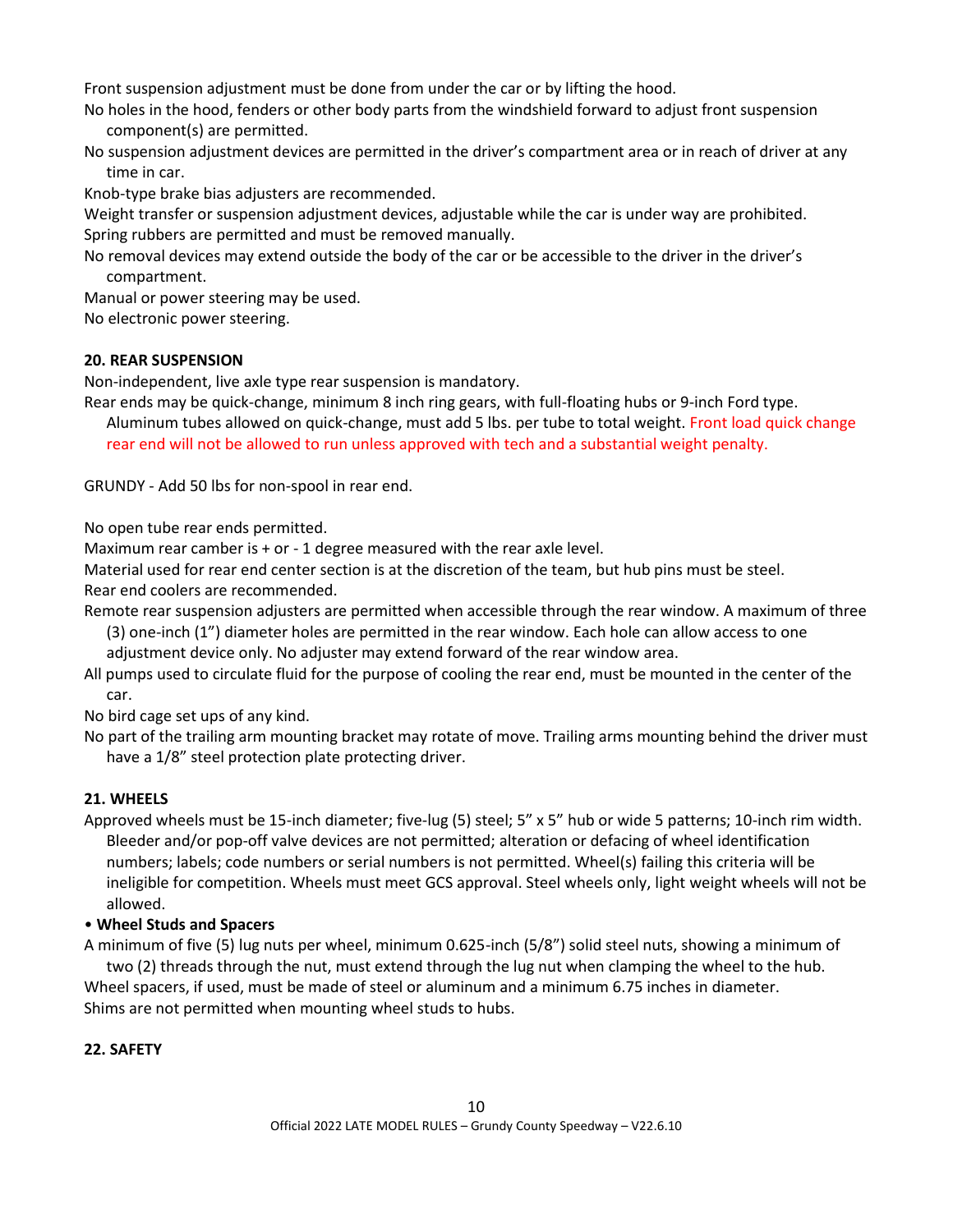Front suspension adjustment must be done from under the car or by lifting the hood.

No holes in the hood, fenders or other body parts from the windshield forward to adjust front suspension component(s) are permitted.

No suspension adjustment devices are permitted in the driver's compartment area or in reach of driver at any time in car.

Knob-type brake bias adjusters are recommended.

Weight transfer or suspension adjustment devices, adjustable while the car is under way are prohibited.

Spring rubbers are permitted and must be removed manually.

No removal devices may extend outside the body of the car or be accessible to the driver in the driver's compartment.

Manual or power steering may be used.

No electronic power steering.

**20. REAR SUSPENSION**

Non-independent, live axle type rear suspension is mandatory.

Rear ends may be quick-change, minimum 8 inch ring gears, with full-floating hubs or 9-inch Ford type. Aluminum tubes allowed on quick-change, must add 5 lbs. per tube to total weight. Front load quick change rear end will not be allowed to run unless approved with tech and a substantial weight penalty.

GRUNDY - Add 50 lbs for non-spool in rear end.

No open tube rear ends permitted.

Maximum rear camber is + or - 1 degree measured with the rear axle level.

Material used for rear end center section is at the discretion of the team, but hub pins must be steel.

Rear end coolers are recommended.

Remote rear suspension adjusters are permitted when accessible through the rear window. A maximum of three (3) one-inch (1") diameter holes are permitted in the rear window. Each hole can allow access to one adjustment device only. No adjuster may extend forward of the rear window area.

All pumps used to circulate fluid for the purpose of cooling the rear end, must be mounted in the center of the car.

No bird cage set ups of any kind.

No part of the trailing arm mounting bracket may rotate of move. Trailing arms mounting behind the driver must have a 1/8" steel protection plate protecting driver.

**21. WHEELS**

Approved wheels must be 15-inch diameter; five-lug (5) steel; 5" x 5" hub or wide 5 patterns; 10-inch rim width. Bleeder and/or pop-off valve devices are not permitted; alteration or defacing of wheel identification numbers; labels; code numbers or serial numbers is not permitted. Wheel(s) failing this criteria will be ineligible for competition. Wheels must meet GCS approval. Steel wheels only, light weight wheels will not be allowed.

- **Wheel Studs and Spacers**

A minimum of five (5) lug nuts per wheel, minimum 0.625-inch (5/8") solid steel nuts, showing a minimum of two (2) threads through the nut, must extend through the lug nut when clamping the wheel to the hub.

Wheel spacers, if used, must be made of steel or aluminum and a minimum 6.75 inches in diameter.

Shims are not permitted when mounting wheel studs to hubs.

**22. SAFETY**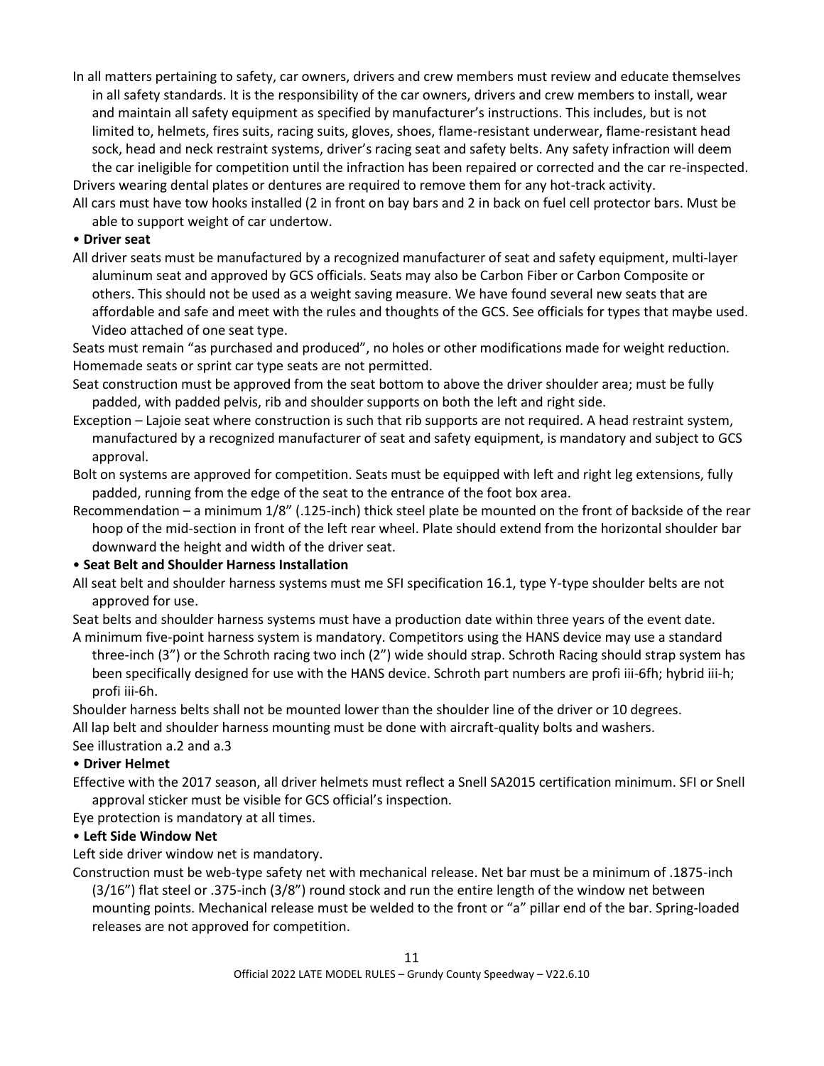In all matters pertaining to safety, car owners, drivers and crew members must review and educate themselves in all safety standards. It is the responsibility of the car owners, drivers and crew members to install, wear and maintain all safety equipment as specified by manufacturer's instructions. This includes, but is not limited to, helmets, fires suits, racing suits, gloves, shoes, flame-resistant underwear, flame-resistant head sock, head and neck restraint systems, driver's racing seat and safety belts. Any safety infraction will deem the car ineligible for competition until the infraction has been repaired or corrected and the car re-inspected.

Drivers wearing dental plates or dentures are required to remove them for any hot-track activity.

All cars must have tow hooks installed (2 in front on bay bars and 2 in back on fuel cell protector bars. Must be able to support weight of car undertow.

• **Driver seat**

All driver seats must be manufactured by a recognized manufacturer of seat and safety equipment, multi-layer aluminum seat and approved by GCS officials. Seats may also be Carbon Fiber or Carbon Composite or others. This should not be used as a weight saving measure. We have found several new seats that are affordable and safe and meet with the rules and thoughts of the GCS. See officials for types that maybe used. Video attached of one seat type.

Seats must remain "as purchased and produced", no holes or other modifications made for weight reduction. Homemade seats or sprint car type seats are not permitted.

Seat construction must be approved from the seat bottom to above the driver shoulder area; must be fully padded, with padded pelvis, rib and shoulder supports on both the left and right side.

Exception – Lajoie seat where construction is such that rib supports are not required. A head restraint system, manufactured by a recognized manufacturer of seat and safety equipment, is mandatory and subject to GCS approval.

Bolt on systems are approved for competition. Seats must be equipped with left and right leg extensions, fully padded, running from the edge of the seat to the entrance of the foot box area.

Recommendation – a minimum 1/8" (.125-inch) thick steel plate be mounted on the front of backside of the rear hoop of the mid-section in front of the left rear wheel. Plate should extend from the horizontal shoulder bar downward the height and width of the driver seat.

• **Seat Belt and Shoulder Harness Installation**

All seat belt and shoulder harness systems must me SFI specification 16.1, type Y-type shoulder belts are not approved for use.

Seat belts and shoulder harness systems must have a production date within three years of the event date.

A minimum five-point harness system is mandatory. Competitors using the HANS device may use a standard three-inch (3") or the Schroth racing two inch (2") wide should strap. Schroth Racing should strap system has been specifically designed for use with the HANS device. Schroth part numbers are profi iii-6fh; hybrid iii-h; profi iii-6h.

Shoulder harness belts shall not be mounted lower than the shoulder line of the driver or 10 degrees.

All lap belt and shoulder harness mounting must be done with aircraft-quality bolts and washers.

See illustration a.2 and a.3

• **Driver Helmet**

Effective with the 2017 season, all driver helmets must reflect a Snell SA2015 certification minimum. SFI or Snell approval sticker must be visible for GCS official's inspection.

Eye protection is mandatory at all times.

• **Left Side Window Net**

Left side driver window net is mandatory.

Construction must be web-type safety net with mechanical release. Net bar must be a minimum of .1875-inch (3/16") flat steel or .375-inch (3/8") round stock and run the entire length of the window net between mounting points. Mechanical release must be welded to the front or "a" pillar end of the bar. Spring-loaded releases are not approved for competition.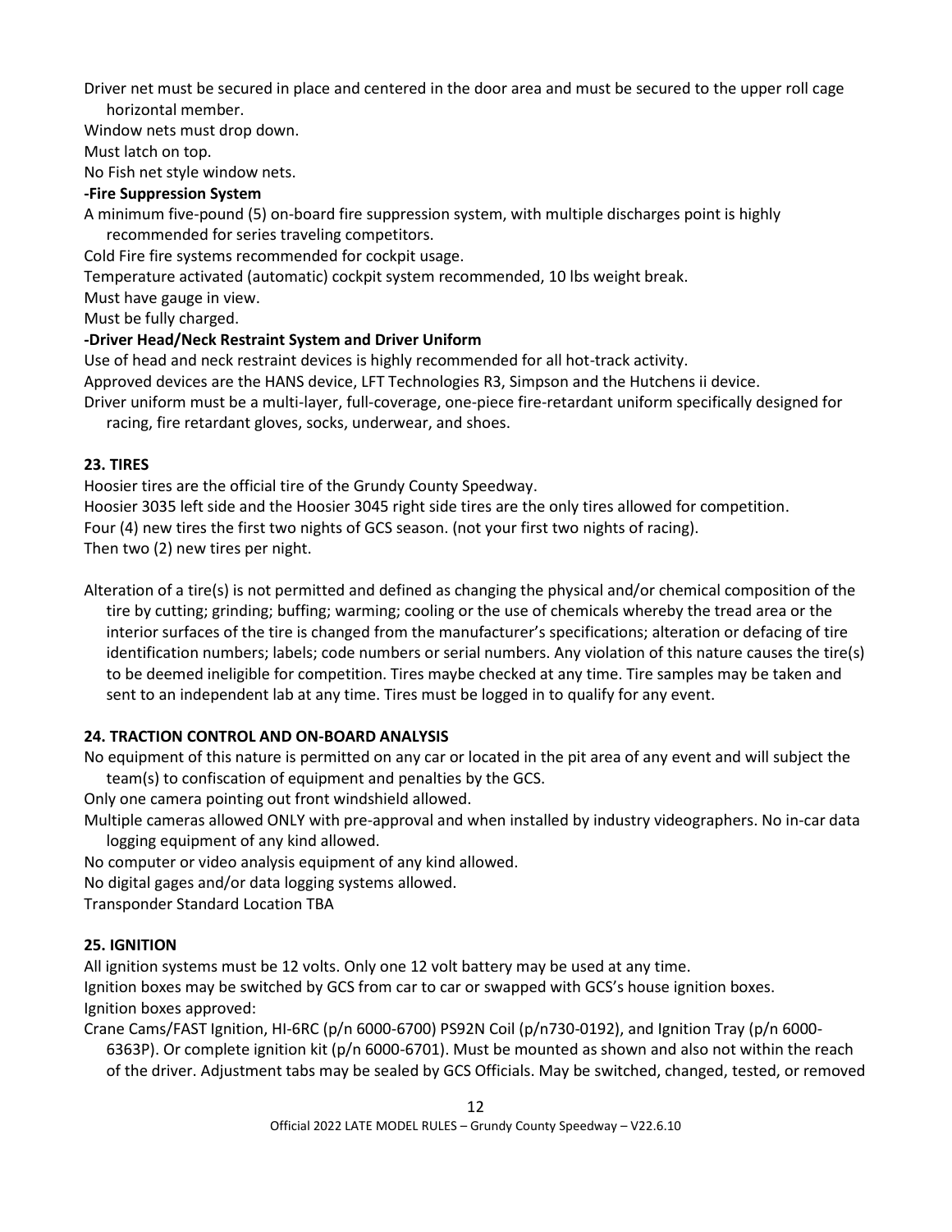Driver net must be secured in place and centered in the door area and must be secured to the upper roll cage horizontal member.

Window nets must drop down.

Must latch on top.

No Fish net style window nets.

**-Fire Suppression System**

A minimum five-pound (5) on-board fire suppression system, with multiple discharges point is highly recommended for series traveling competitors.

Cold Fire fire systems recommended for cockpit usage.

Temperature activated (automatic) cockpit system recommended, 10 lbs weight break.

Must have gauge in view.

Must be fully charged.

**-Driver Head/Neck Restraint System and Driver Uniform**

Use of head and neck restraint devices is highly recommended for all hot-track activity.

Approved devices are the HANS device, LFT Technologies R3, Simpson and the Hutchens ii device.

Driver uniform must be a multi-layer, full-coverage, one-piece fire-retardant uniform specifically designed for racing, fire retardant gloves, socks, underwear, and shoes.

## 23. TIRES

Hoosier tires are the official tire of the Grundy County Speedway.

Hoosier 3035 left side and the Hoosier 3045 right side tires are the only tires allowed for competition.

Four (4) new tires the first two nights of GCS season. (not your first two nights of racing).

Then two (2) new tires per night.

Alteration of a tire(s) is not permitted and defined as changing the physical and/or chemical composition of the tire by cutting; grinding; buffing; warming; cooling or the use of chemicals whereby the tread area or the interior surfaces of the tire is changed from the manufacturer's specifications; alteration or defacing of tire identification numbers; labels; code numbers or serial numbers. Any violation of this nature causes the tire(s) to be deemed ineligible for competition. Tires maybe checked at any time. Tire samples may be taken and sent to an independent lab at any time. Tires must be logged in to qualify for any event.

## 24. TRACTION CONTROL AND ON-BOARD ANALYSIS

No equipment of this nature is permitted on any car or located in the pit area of any event and will subject the team(s) to confiscation of equipment and penalties by the GCS.

Only one camera pointing out front windshield allowed.

Multiple cameras allowed ONLY with pre-approval and when installed by industry videographers. No in-car data logging equipment of any kind allowed.

No computer or video analysis equipment of any kind allowed.

No digital gages and/or data logging systems allowed.

Transponder Standard Location TBA

## 25. IGNITION

All ignition systems must be 12 volts. Only one 12 volt battery may be used at any time.

Ignition boxes may be switched by GCS from car to car or swapped with GCS's house ignition boxes.

Ignition boxes approved:

Crane Cams/FAST Ignition, HI-6RC (p/n 6000-6700) PS92N Coil (p/n730-0192), and Ignition Tray (p/n 6000-6363P). Or complete ignition kit (p/n 6000-6701). Must be mounted as shown and also not within the reach of the driver. Adjustment tabs may be sealed by GCS Officials. May be switched, changed, tested, or removed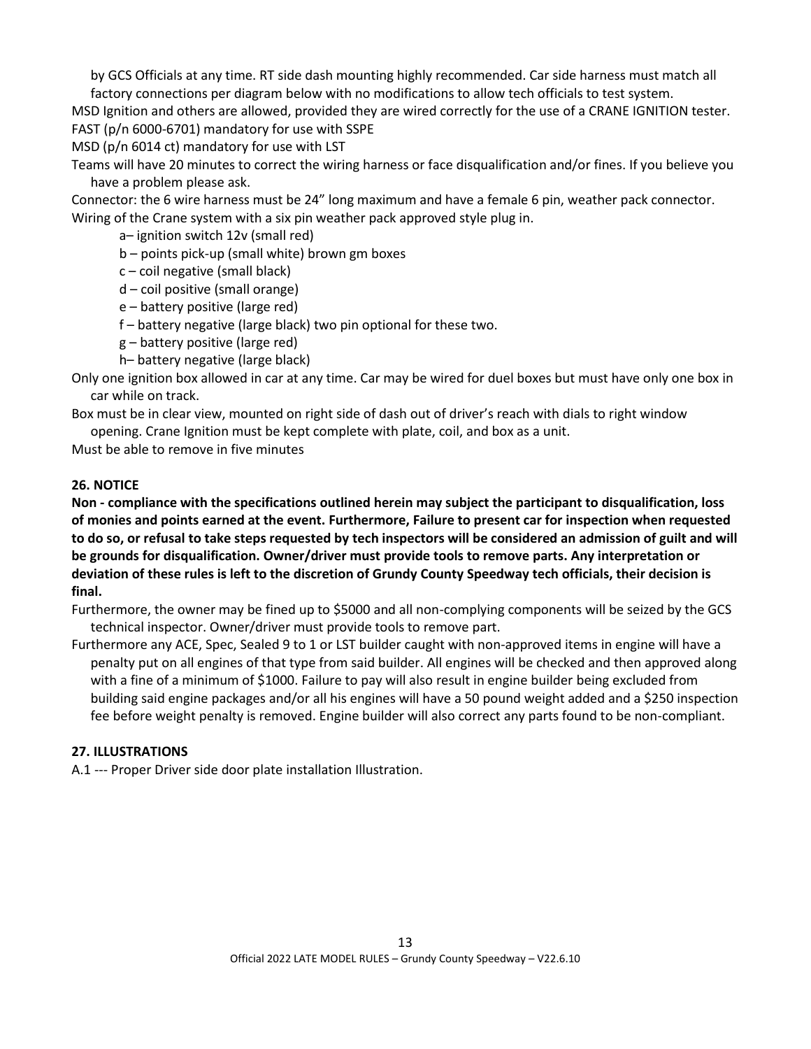by GCS Officials at any time. RT side dash mounting highly recommended. Car side harness must match all factory connections per diagram below with no modifications to allow tech officials to test system.

MSD Ignition and others are allowed, provided they are wired correctly for the use of a CRANE IGNITION tester.

FAST (p/n 6000-6701) mandatory for use with SSPE

MSD (p/n 6014 ct) mandatory for use with LST

Teams will have 20 minutes to correct the wiring harness or face disqualification and/or fines. If you believe you have a problem please ask.

Connector: the 6 wire harness must be 24" long maximum and have a female 6 pin, weather pack connector.

Wiring of the Crane system with a six pin weather pack approved style plug in.

- a– ignition switch 12v (small red)
- b – points pick-up (small white) brown gm boxes
- c – coil negative (small black)
- d – coil positive (small orange)
- e – battery positive (large red)
- f – battery negative (large black) two pin optional for these two.
- g – battery positive (large red)
- h– battery negative (large black)

Only one ignition box allowed in car at any time. Car may be wired for duel boxes but must have only one box in car while on track.

Box must be in clear view, mounted on right side of dash out of driver's reach with dials to right window opening. Crane Ignition must be kept complete with plate, coil, and box as a unit.

Must be able to remove in five minutes

## 26. NOTICE

**Non - compliance with the specifications outlined herein may subject the participant to disqualification, loss of monies and points earned at the event. Furthermore, Failure to present car for inspection when requested to do so, or refusal to take steps requested by tech inspectors will be considered an admission of guilt and will be grounds for disqualification. Owner/driver must provide tools to remove parts. Any interpretation or deviation of these rules is left to the discretion of Grundy County Speedway tech officials, their decision is final.**

Furthermore, the owner may be fined up to $5000 and all non-complying components will be seized by the GCS technical inspector. Owner/driver must provide tools to remove part.

Furthermore any ACE, Spec, Sealed 9 to 1 or LST builder caught with non-approved items in engine will have a penalty put on all engines of that type from said builder. All engines will be checked and then approved along with a fine of a minimum of $1000. Failure to pay will also result in engine builder being excluded from building said engine packages and/or all his engines will have a 50 pound weight added and a $250 inspection fee before weight penalty is removed. Engine builder will also correct any parts found to be non-compliant.

## 27. ILLUSTRATIONS

A.1 --- Proper Driver side door plate installation Illustration.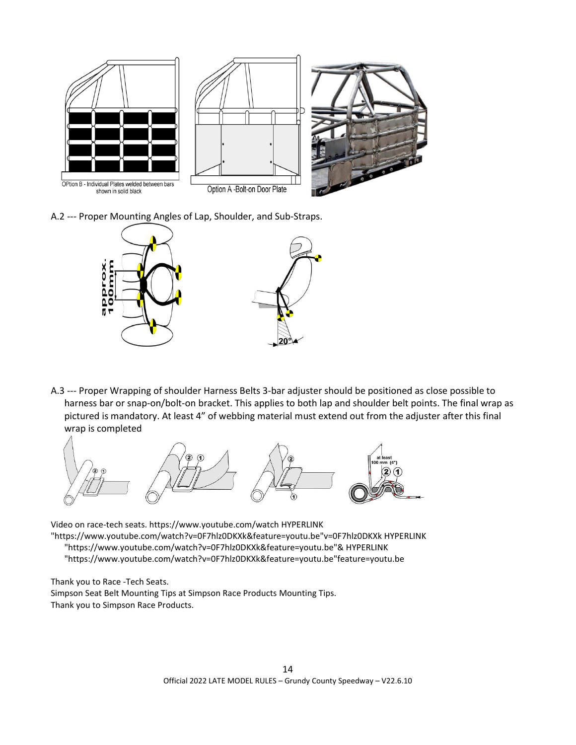OPtion B - Individual Plates welded between bars shown in solid black

Option A -Bolt-on Door Plate

A.2 --- Proper Mounting Angles of Lap, Shoulder, and Sub-Straps.

approx. 100mm

20°

A.3 --- Proper Wrapping of shoulder Harness Belts 3-bar adjuster should be positioned as close possible to harness bar or snap-on/bolt-on bracket. This applies to both lap and shoulder belt points. The final wrap as pictured is mandatory. At least 4" of webbing material must extend out from the adjuster after this final wrap is completed

at least 100 mm (4")

Video on race-tech seats. https://www.youtube.com/watch HYPERLINK "https://www.youtube.com/watch?v=0F7hlz0DKXk&feature=youtu.be"v=0F7hlz0DKXk HYPERLINK "https://www.youtube.com/watch?v=0F7hlz0DKXk&feature=youtu.be"& HYPERLINK "https://www.youtube.com/watch?v=0F7hlz0DKXk&feature=youtu.be"feature=youtu.be

Thank you to Race -Tech Seats.

Simpson Seat Belt Mounting Tips at Simpson Race Products Mounting Tips.

Thank you to Simpson Race Products.